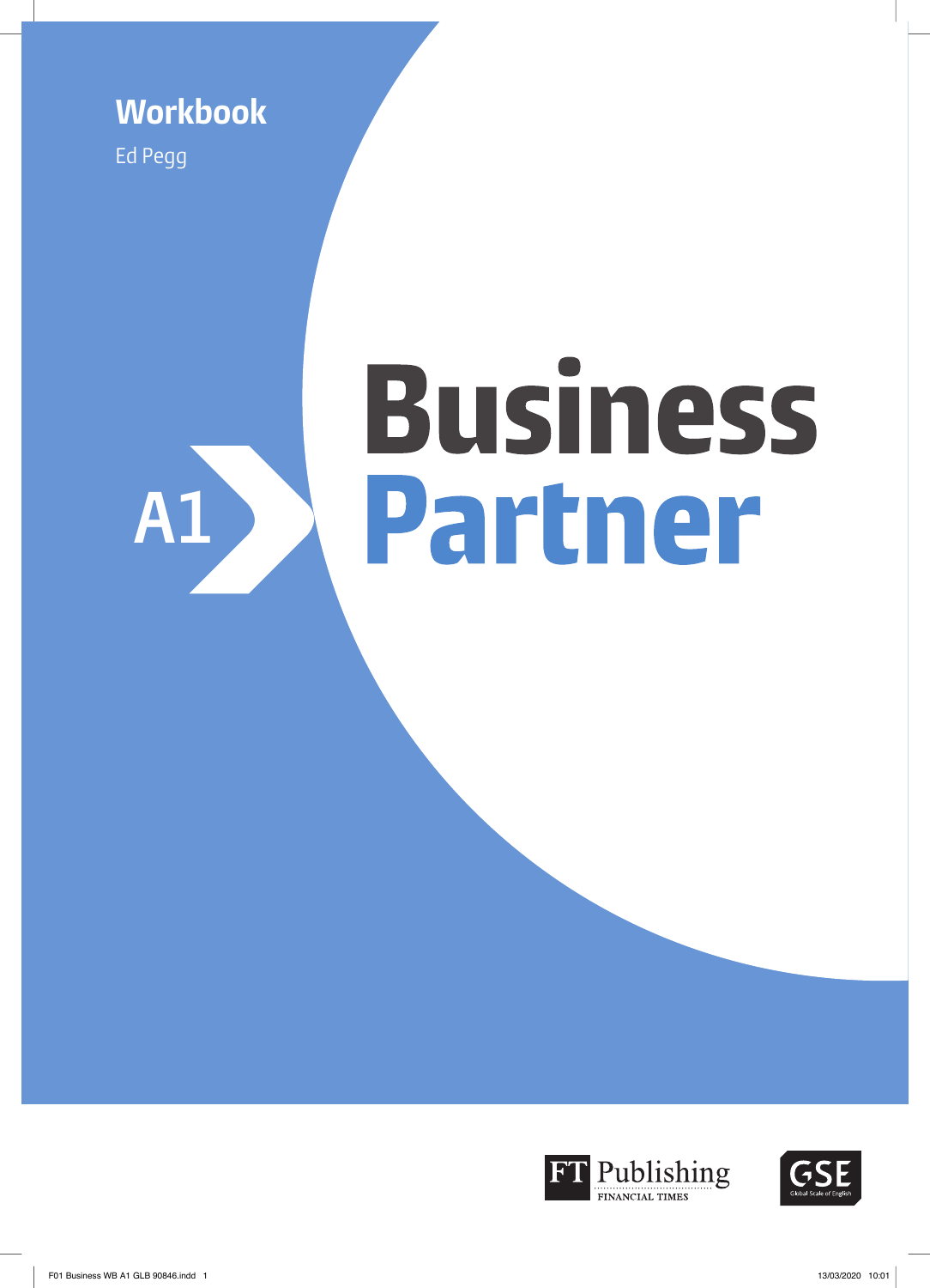**Workbook**

Ed Pegg

A1

# Business Partner

FT Publishing
FINANCIAL TIMES

GSE
Global Scale of English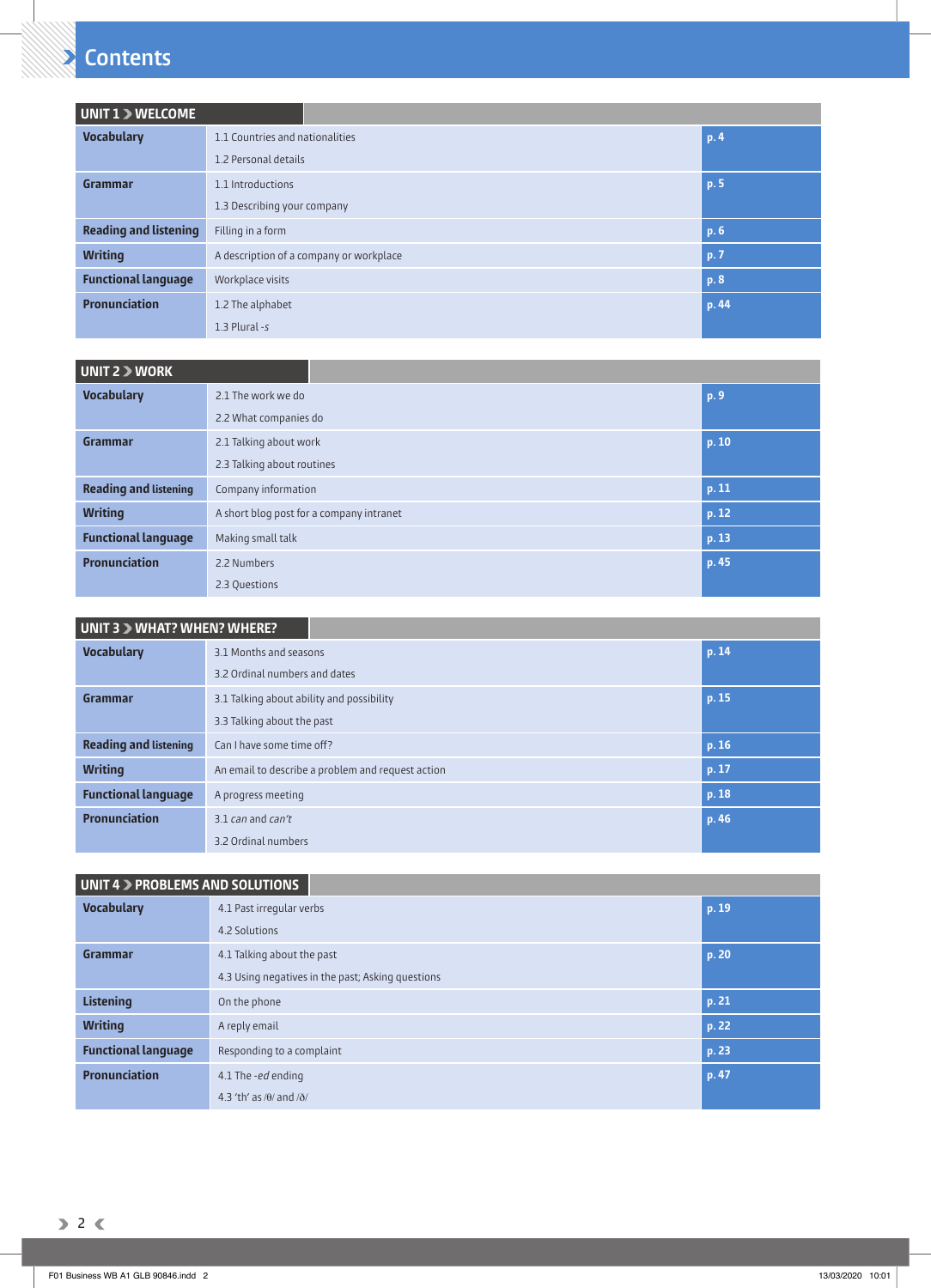# Contents

| UNIT 1 › WELCOME | | |
|---|---|---|
| **Vocabulary** | 1.1 Countries and nationalities<br>1.2 Personal details | **p. 4** |
| **Grammar** | 1.1 Introductions<br>1.3 Describing your company | **p. 5** |
| **Reading and listening** | Filling in a form | **p. 6** |
| **Writing** | A description of a company or workplace | **p. 7** |
| **Functional language** | Workplace visits | **p. 8** |
| **Pronunciation** | 1.2 The alphabet<br>1.3 Plural *-s* | **p. 44** |

| UNIT 2 › WORK | | |
|---|---|---|
| **Vocabulary** | 2.1 The work we do<br>2.2 What companies do | **p. 9** |
| **Grammar** | 2.1 Talking about work<br>2.3 Talking about routines | **p. 10** |
| **Reading and listening** | Company information | **p. 11** |
| **Writing** | A short blog post for a company intranet | **p. 12** |
| **Functional language** | Making small talk | **p. 13** |
| **Pronunciation** | 2.2 Numbers<br>2.3 Questions | **p. 45** |

| UNIT 3 › WHAT? WHEN? WHERE? | | |
|---|---|---|
| **Vocabulary** | 3.1 Months and seasons<br>3.2 Ordinal numbers and dates | **p. 14** |
| **Grammar** | 3.1 Talking about ability and possibility<br>3.3 Talking about the past | **p. 15** |
| **Reading and listening** | Can I have some time off? | **p. 16** |
| **Writing** | An email to describe a problem and request action | **p. 17** |
| **Functional language** | A progress meeting | **p. 18** |
| **Pronunciation** | 3.1 *can* and *can't*<br>3.2 Ordinal numbers | **p. 46** |

| UNIT 4 › PROBLEMS AND SOLUTIONS | | |
|---|---|---|
| **Vocabulary** | 4.1 Past irregular verbs<br>4.2 Solutions | **p. 19** |
| **Grammar** | 4.1 Talking about the past<br>4.3 Using negatives in the past; Asking questions | **p. 20** |
| **Listening** | On the phone | **p. 21** |
| **Writing** | A reply email | **p. 22** |
| **Functional language** | Responding to a complaint | **p. 23** |
| **Pronunciation** | 4.1 The *-ed* ending<br>4.3 'th' as /θ/ and /ð/ | **p. 47** |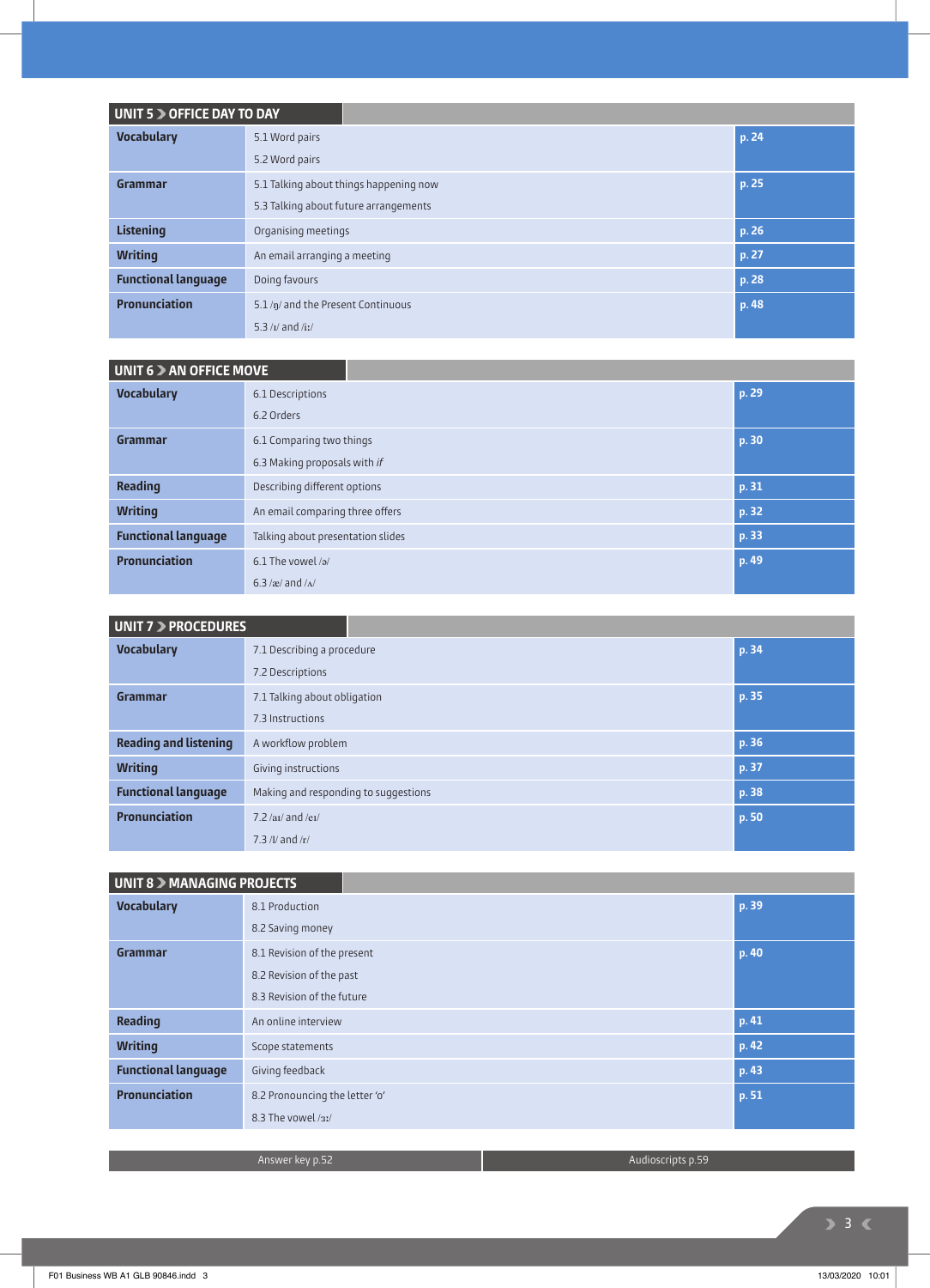## UNIT 5 › OFFICE DAY TO DAY

| | | |
|---|---|---|
| **Vocabulary** | 5.1 Word pairs<br>5.2 Word pairs | p. 24 |
| **Grammar** | 5.1 Talking about things happening now<br>5.3 Talking about future arrangements | p. 25 |
| **Listening** | Organising meetings | p. 26 |
| **Writing** | An email arranging a meeting | p. 27 |
| **Functional language** | Doing favours | p. 28 |
| **Pronunciation** | 5.1 /ŋ/ and the Present Continuous<br>5.3 /ɪ/ and /iː/ | p. 48 |

## UNIT 6 › AN OFFICE MOVE

| | | |
|---|---|---|
| **Vocabulary** | 6.1 Descriptions<br>6.2 Orders | p. 29 |
| **Grammar** | 6.1 Comparing two things<br>6.3 Making proposals with *if* | p. 30 |
| **Reading** | Describing different options | p. 31 |
| **Writing** | An email comparing three offers | p. 32 |
| **Functional language** | Talking about presentation slides | p. 33 |
| **Pronunciation** | 6.1 The vowel /ə/<br>6.3 /æ/ and /ʌ/ | p. 49 |

## UNIT 7 › PROCEDURES

| | | |
|---|---|---|
| **Vocabulary** | 7.1 Describing a procedure<br>7.2 Descriptions | p. 34 |
| **Grammar** | 7.1 Talking about obligation<br>7.3 Instructions | p. 35 |
| **Reading and listening** | A workflow problem | p. 36 |
| **Writing** | Giving instructions | p. 37 |
| **Functional language** | Making and responding to suggestions | p. 38 |
| **Pronunciation** | 7.2 /aɪ/ and /eɪ/<br>7.3 /l/ and /r/ | p. 50 |

## UNIT 8 › MANAGING PROJECTS

| | | |
|---|---|---|
| **Vocabulary** | 8.1 Production<br>8.2 Saving money | p. 39 |
| **Grammar** | 8.1 Revision of the present<br>8.2 Revision of the past<br>8.3 Revision of the future | p. 40 |
| **Reading** | An online interview | p. 41 |
| **Writing** | Scope statements | p. 42 |
| **Functional language** | Giving feedback | p. 43 |
| **Pronunciation** | 8.2 Pronouncing the letter 'o'<br>8.3 The vowel /ɜː/ | p. 51 |

Answer key p.52 | Audioscripts p.59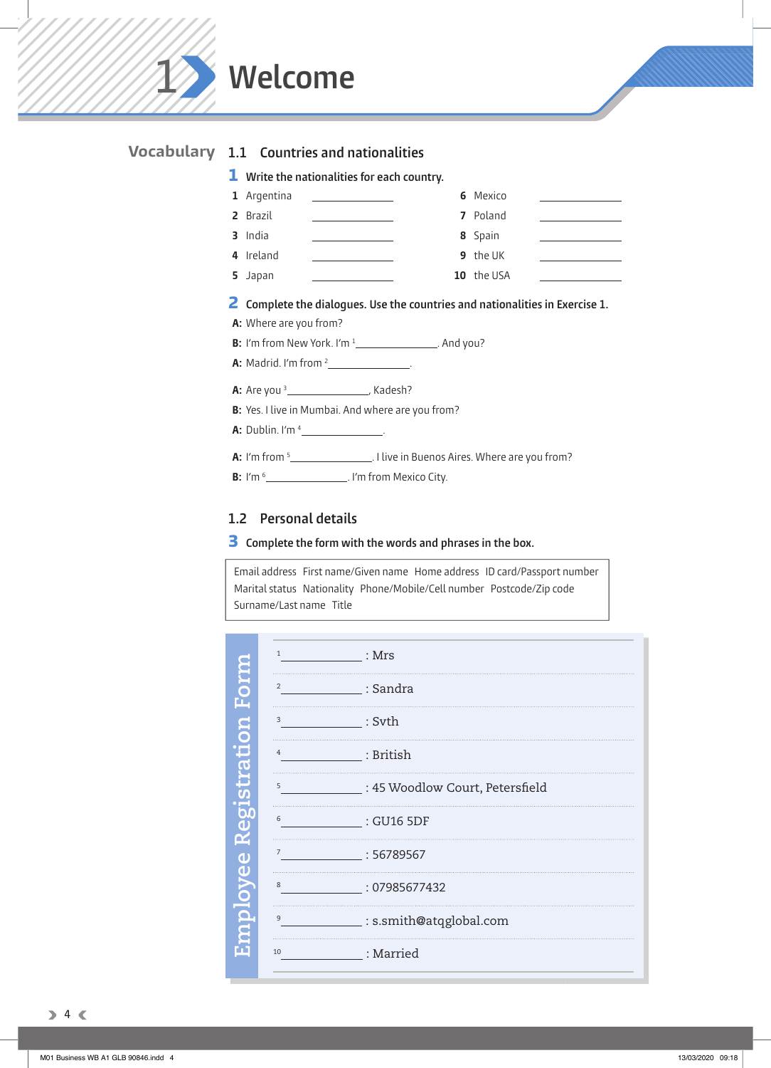# 1 Welcome

## Vocabulary

### 1.1 Countries and nationalities

**1** **Write the nationalities for each country.**

1 Argentina ____________
2 Brazil ____________
3 India ____________
4 Ireland ____________
5 Japan ____________
6 Mexico ____________
7 Poland ____________
8 Spain ____________
9 the UK ____________
10 the USA ____________

**2** **Complete the dialogues. Use the countries and nationalities in Exercise 1.**

**A:** Where are you from?
**B:** I'm from New York. I'm [1] ____________. And you?
**A:** Madrid. I'm from [2] ____________.

**A:** Are you [3] ____________, Kadesh?
**B:** Yes. I live in Mumbai. And where are you from?
**A:** Dublin. I'm [4] ____________.

**A:** I'm from [5] ____________. I live in Buenos Aires. Where are you from?
**B:** I'm [6] ____________. I'm from Mexico City.

### 1.2 Personal details

**3** **Complete the form with the words and phrases in the box.**

| Email address First name/Given name Home address ID card/Passport number Marital status Nationality Phone/Mobile/Cell number Postcode/Zip code Surname/Last name Title |
|---|

**Employee Registration Form**

[1] ____________ : Mrs
[2] ____________ : Sandra
[3] ____________ : Svth
[4] ____________ : British
[5] ____________ : 45 Woodlow Court, Petersfield
[6] ____________ : GU16 5DF
[7] ____________ : 56789567
[8] ____________ : 07985677432
[9] ____________ : s.smith@atqglobal.com
[10] ____________ : Married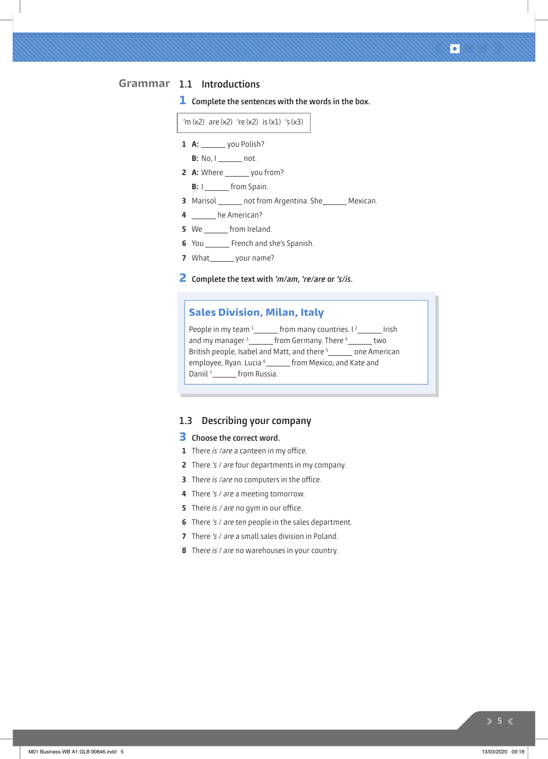## Grammar

### 1.1 Introductions

**1** **Complete the sentences with the words in the box.**

| 'm (x2) are (x2) 're (x2) is (x1) 's (x3) |
|---|

1 **A:** ______ you Polish?
  **B:** No, I ______ not.
2 **A:** Where ______ you from?
  **B:** I ______ from Spain.
3 Marisol ______ not from Argentina. She______ Mexican.
4 ______ he American?
5 We ______ from Ireland.
6 You ______ French and she's Spanish.
7 What______ your name?

**2** **Complete the text with *'m/am, 're/are* or *'s/is*.**

> **Sales Division, Milan, Italy**
>
> People in my team [1]______ from many countries. I [2]______ Irish and my manager [3]______ from Germany. There [4]______ two British people, Isabel and Matt, and there [5]______ one American employee, Ryan. Lucia [6]______ from Mexico, and Kate and Daniil [7]______ from Russia.

### 1.3 Describing your company

**3** **Choose the correct word.**

1 There *is /are* a canteen in my office.
2 There *'s / are* four departments in my company.
3 There *is /are* no computers in the office.
4 There *'s / are* a meeting tomorrow.
5 There *is / are* no gym in our office.
6 There *'s / are* ten people in the sales department.
7 There *'s / are* a small sales division in Poland.
8 There *is / are* no warehouses in your country.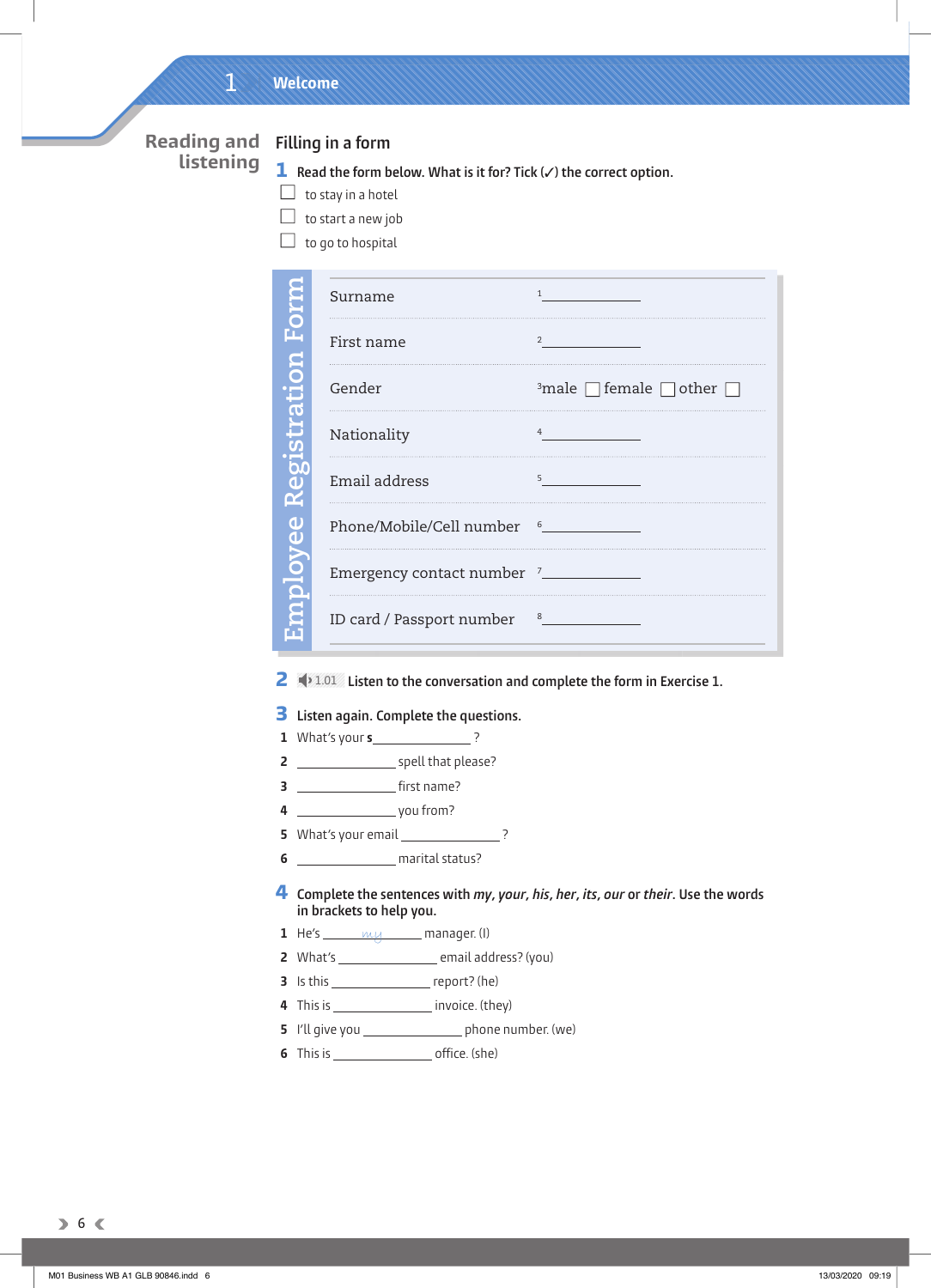# 1 Welcome

## Reading and listening

### Filling in a form

**1** **Read the form below. What is it for? Tick (✓) the correct option.**

- ☐ to stay in a hotel
- ☐ to start a new job
- ☐ to go to hospital

**Employee Registration Form**

| | |
|---|---|
| Surname | [1] ____________ |
| First name | [2] ____________ |
| Gender | [3] male ☐ female ☐ other ☐ |
| Nationality | [4] ____________ |
| Email address | [5] ____________ |
| Phone/Mobile/Cell number | [6] ____________ |
| Emergency contact number | [7] ____________ |
| ID card / Passport number | [8] ____________ |

**2** 1.01 **Listen to the conversation and complete the form in Exercise 1.**

**3** **Listen again. Complete the questions.**

1. What's your s____________ ?
2. ____________ spell that please?
3. ____________ first name?
4. ____________ you from?
5. What's your email ____________ ?
6. ____________ marital status?

**4** **Complete the sentences with *my*, *your*, *his*, *her*, *its*, *our* or *their*. Use the words in brackets to help you.**

1. He's ____*my*____ manager. (I)
2. What's ____________ email address? (you)
3. Is this ____________ report? (he)
4. This is ____________ invoice. (they)
5. I'll give you ____________ phone number. (we)
6. This is ____________ office. (she)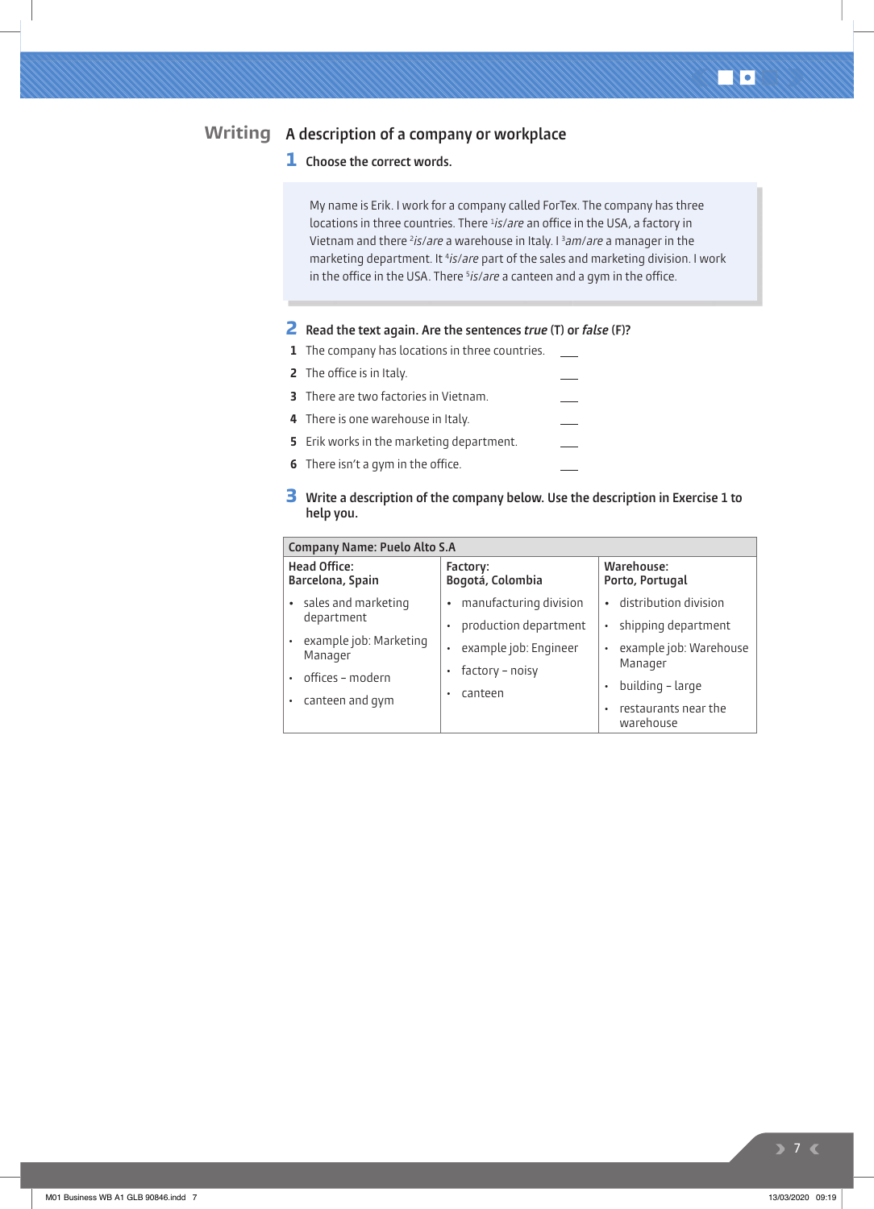## Writing A description of a company or workplace

**1** Choose the correct words.

> My name is Erik. I work for a company called ForTex. The company has three locations in three countries. There [1]*is/are* an office in the USA, a factory in Vietnam and there [2]*is/are* a warehouse in Italy. I [3]*am/are* a manager in the marketing department. It [4]*is/are* part of the sales and marketing division. I work in the office in the USA. There [5]*is/are* a canteen and a gym in the office.

**2** Read the text again. Are the sentences *true* (T) or *false* (F)?

1. The company has locations in three countries. ___
2. The office is in Italy. ___
3. There are two factories in Vietnam. ___
4. There is one warehouse in Italy. ___
5. Erik works in the marketing department. ___
6. There isn't a gym in the office. ___

**3** Write a description of the company below. Use the description in Exercise 1 to help you.

| Company Name: Puelo Alto S.A | | |
|---|---|---|
| **Head Office: Barcelona, Spain** | **Factory: Bogotá, Colombia** | **Warehouse: Porto, Portugal** |
| • sales and marketing department<br>• example job: Marketing Manager<br>• offices – modern<br>• canteen and gym | • manufacturing division<br>• production department<br>• example job: Engineer<br>• factory – noisy<br>• canteen | • distribution division<br>• shipping department<br>• example job: Warehouse Manager<br>• building – large<br>• restaurants near the warehouse |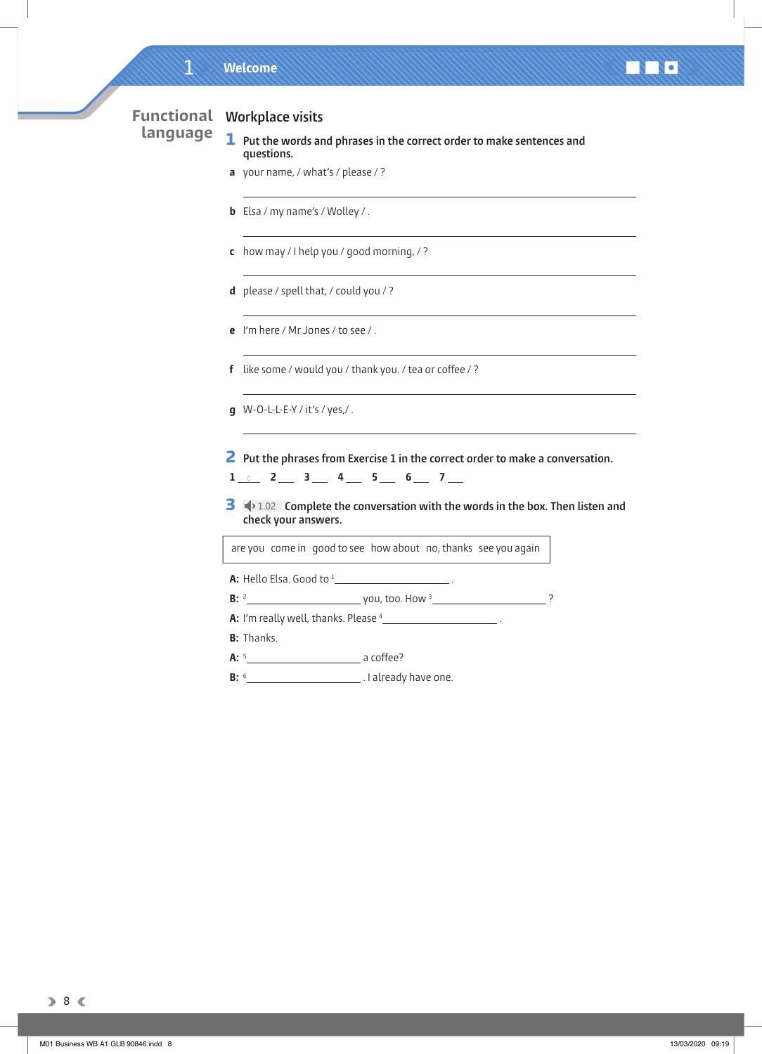## Functional language

### Workplace visits

**1** **Put the words and phrases in the correct order to make sentences and questions.**

**a** your name, / what's / please / ?

______________________________

**b** Elsa / my name's / Wolley / .

______________________________

**c** how may / I help you / good morning, / ?

______________________________

**d** please / spell that, / could you / ?

______________________________

**e** I'm here / Mr Jones / to see / .

______________________________

**f** like some / would you / thank you. / tea or coffee / ?

______________________________

**g** W-O-L-L-E-Y / it's / yes,/ .

______________________________

**2** **Put the phrases from Exercise 1 in the correct order to make a conversation.**

**1** c **2** ___ **3** ___ **4** ___ **5** ___ **6** ___ **7** ___

**3** 1.02 **Complete the conversation with the words in the box. Then listen and check your answers.**

| are you | come in | good to see | how about | no, thanks | see you again |
|---|---|---|---|---|---|

**A:** Hello Elsa. Good to [1] ____________________ .

**B:** [2] ____________________ you, too. How [3] ____________________ ?

**A:** I'm really well, thanks. Please [4] ____________________ .

**B:** Thanks.

**A:** [5] ____________________ a coffee?

**B:** [6] ____________________ . I already have one.